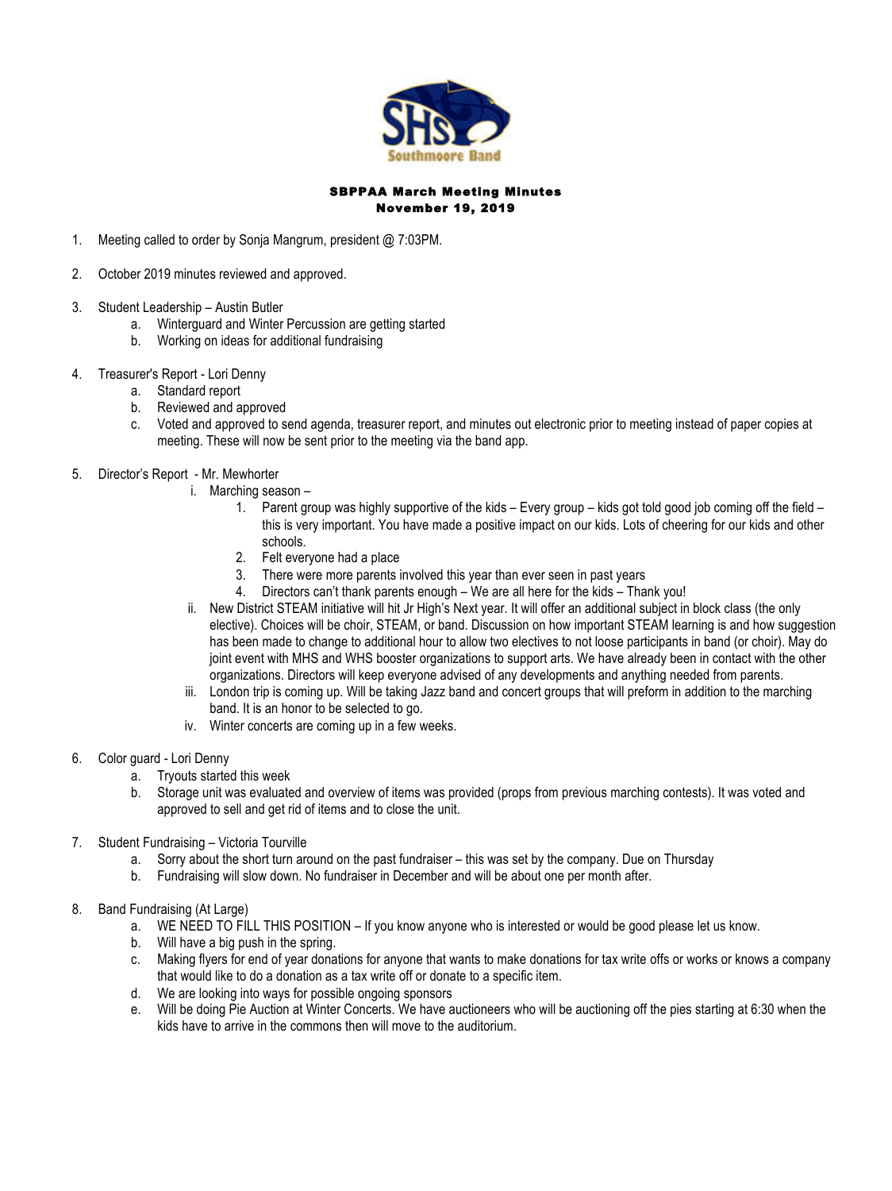# SBPPAA March Meeting Minutes
## November 19, 2019

1. Meeting called to order by Sonja Mangrum, president @ 7:03PM.

2. October 2019 minutes reviewed and approved.

3. Student Leadership – Austin Butler
   a. Winterguard and Winter Percussion are getting started
   b. Working on ideas for additional fundraising

4. Treasurer's Report - Lori Denny
   a. Standard report
   b. Reviewed and approved
   c. Voted and approved to send agenda, treasurer report, and minutes out electronic prior to meeting instead of paper copies at meeting. These will now be sent prior to the meeting via the band app.

5. Director's Report - Mr. Mewhorter
   i. Marching season –
      1. Parent group was highly supportive of the kids – Every group – kids got told good job coming off the field – this is very important. You have made a positive impact on our kids. Lots of cheering for our kids and other schools.
      2. Felt everyone had a place
      3. There were more parents involved this year than ever seen in past years
      4. Directors can't thank parents enough – We are all here for the kids – Thank you!

   ii. New District STEAM initiative will hit Jr High's Next year. It will offer an additional subject in block class (the only elective). Choices will be choir, STEAM, or band. Discussion on how important STEAM learning is and how suggestion has been made to change to additional hour to allow two electives to not loose participants in band (or choir). May do joint event with MHS and WHS booster organizations to support arts. We have already been in contact with the other organizations. Directors will keep everyone advised of any developments and anything needed from parents.
   iii. London trip is coming up. Will be taking Jazz band and concert groups that will preform in addition to the marching band. It is an honor to be selected to go.
   iv. Winter concerts are coming up in a few weeks.

6. Color guard - Lori Denny
   a. Tryouts started this week
   b. Storage unit was evaluated and overview of items was provided (props from previous marching contests). It was voted and approved to sell and get rid of items and to close the unit.

7. Student Fundraising – Victoria Tourville
   a. Sorry about the short turn around on the past fundraiser – this was set by the company. Due on Thursday
   b. Fundraising will slow down. No fundraiser in December and will be about one per month after.

8. Band Fundraising (At Large)
   a. WE NEED TO FILL THIS POSITION – If you know anyone who is interested or would be good please let us know.
   b. Will have a big push in the spring.
   c. Making flyers for end of year donations for anyone that wants to make donations for tax write offs or works or knows a company that would like to do a donation as a tax write off or donate to a specific item.
   d. We are looking into ways for possible ongoing sponsors
   e. Will be doing Pie Auction at Winter Concerts. We have auctioneers who will be auctioning off the pies starting at 6:30 when the kids have to arrive in the commons then will move to the auditorium.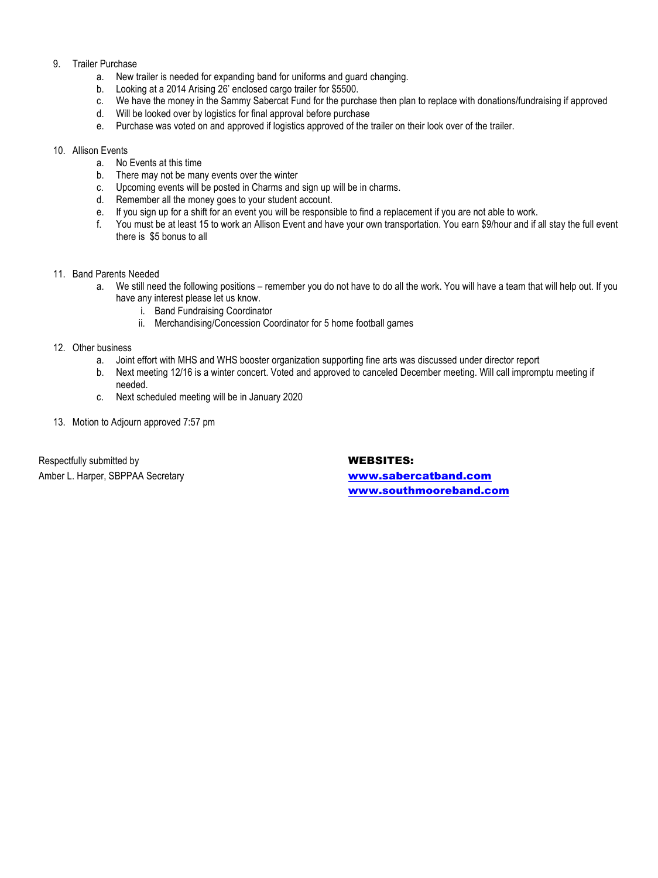9. Trailer Purchase
    a. New trailer is needed for expanding band for uniforms and guard changing.
    b. Looking at a 2014 Arising 26' enclosed cargo trailer for $5500.
    c. We have the money in the Sammy Sabercat Fund for the purchase then plan to replace with donations/fundraising if approved
    d. Will be looked over by logistics for final approval before purchase
    e. Purchase was voted on and approved if logistics approved of the trailer on their look over of the trailer.

10. Allison Events
    a. No Events at this time
    b. There may not be many events over the winter
    c. Upcoming events will be posted in Charms and sign up will be in charms.
    d. Remember all the money goes to your student account.
    e. If you sign up for a shift for an event you will be responsible to find a replacement if you are not able to work.
    f. You must be at least 15 to work an Allison Event and have your own transportation. You earn $9/hour and if all stay the full event there is $5 bonus to all

11. Band Parents Needed
    a. We still need the following positions – remember you do not have to do all the work. You will have a team that will help out. If you have any interest please let us know.
        i. Band Fundraising Coordinator
        ii. Merchandising/Concession Coordinator for 5 home football games

12. Other business
    a. Joint effort with MHS and WHS booster organization supporting fine arts was discussed under director report
    b. Next meeting 12/16 is a winter concert. Voted and approved to canceled December meeting. Will call impromptu meeting if needed.
    c. Next scheduled meeting will be in January 2020

13. Motion to Adjourn approved 7:57 pm

Respectfully submitted by
Amber L. Harper, SBPPAA Secretary

**WEBSITES:**
**www.sabercatband.com**
**www.southmooreband.com**